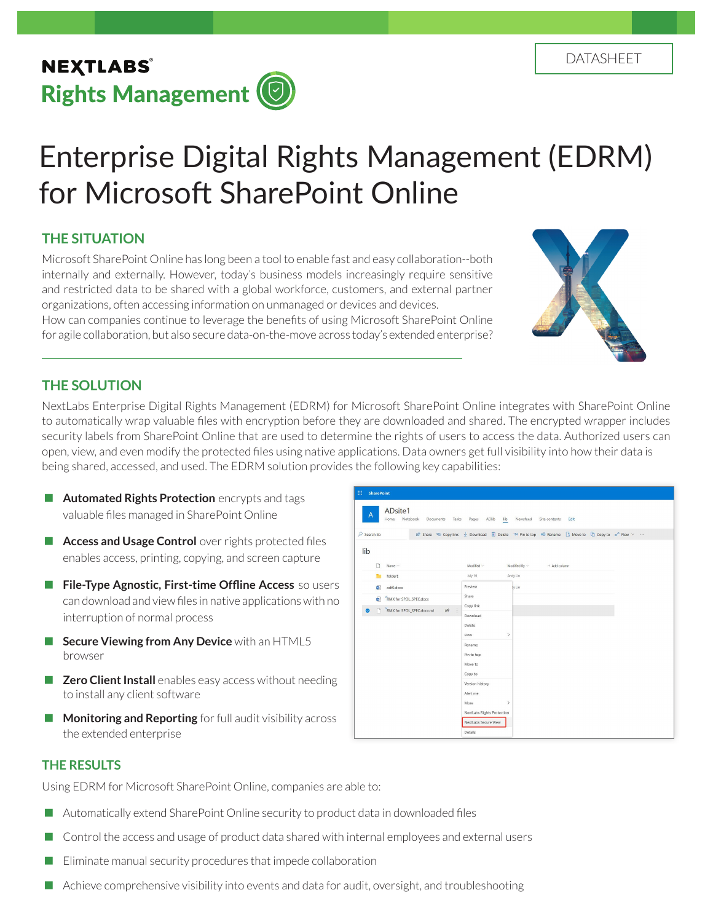DATASHEET

**NEXTLABS®**
**Rights Management**

# Enterprise Digital Rights Management (EDRM) for Microsoft SharePoint Online

## THE SITUATION

Microsoft SharePoint Online has long been a tool to enable fast and easy collaboration--both internally and externally. However, today's business models increasingly require sensitive and restricted data to be shared with a global workforce, customers, and external partner organizations, often accessing information on unmanaged or devices and devices.
How can companies continue to leverage the benefits of using Microsoft SharePoint Online for agile collaboration, but also secure data-on-the-move across today's extended enterprise?

## THE SOLUTION

NextLabs Enterprise Digital Rights Management (EDRM) for Microsoft SharePoint Online integrates with SharePoint Online to automatically wrap valuable files with encryption before they are downloaded and shared. The encrypted wrapper includes security labels from SharePoint Online that are used to determine the rights of users to access the data. Authorized users can open, view, and even modify the protected files using native applications. Data owners get full visibility into how their data is being shared, accessed, and used. The EDRM solution provides the following key capabilities:

- **Automated Rights Protection** encrypts and tags valuable files managed in SharePoint Online
- **Access and Usage Control** over rights protected files enables access, printing, copying, and screen capture
- **File-Type Agnostic, First-time Offline Access** so users can download and view files in native applications with no interruption of normal process
- **Secure Viewing from Any Device** with an HTML5 browser
- **Zero Client Install** enables easy access without needing to install any client software
- **Monitoring and Reporting** for full audit visibility across the extended enterprise

## THE RESULTS

Using EDRM for Microsoft SharePoint Online, companies are able to:

- Automatically extend SharePoint Online security to product data in downloaded files
- Control the access and usage of product data shared with internal employees and external users
- Eliminate manual security procedures that impede collaboration
- Achieve comprehensive visibility into events and data for audit, oversight, and troubleshooting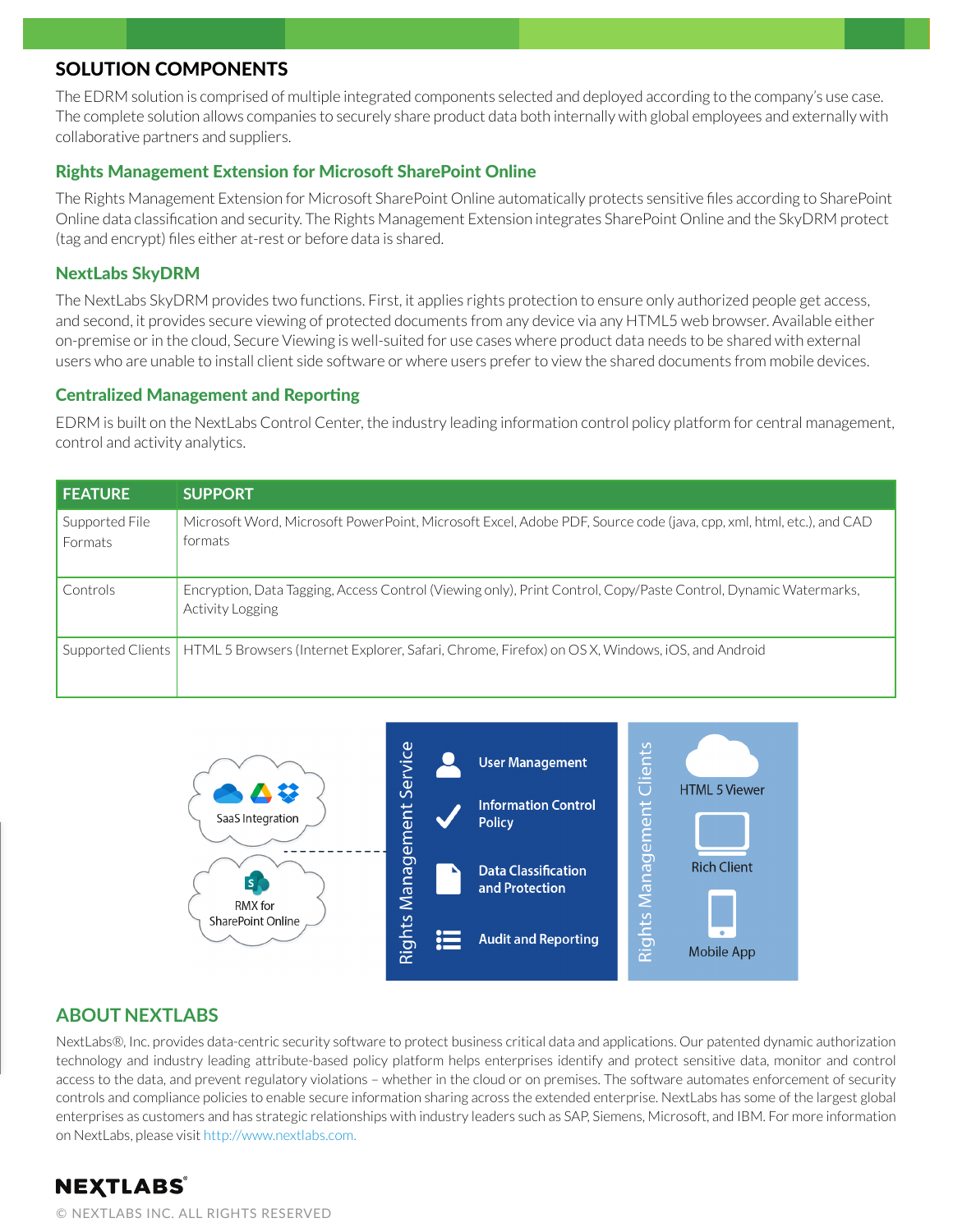## SOLUTION COMPONENTS

The EDRM solution is comprised of multiple integrated components selected and deployed according to the company's use case. The complete solution allows companies to securely share product data both internally with global employees and externally with collaborative partners and suppliers.

### Rights Management Extension for Microsoft SharePoint Online

The Rights Management Extension for Microsoft SharePoint Online automatically protects sensitive files according to SharePoint Online data classification and security. The Rights Management Extension integrates SharePoint Online and the SkyDRM protect (tag and encrypt) files either at-rest or before data is shared.

### NextLabs SkyDRM

The NextLabs SkyDRM provides two functions. First, it applies rights protection to ensure only authorized people get access, and second, it provides secure viewing of protected documents from any device via any HTML5 web browser. Available either on-premise or in the cloud, Secure Viewing is well-suited for use cases where product data needs to be shared with external users who are unable to install client side software or where users prefer to view the shared documents from mobile devices.

### Centralized Management and Reporting

EDRM is built on the NextLabs Control Center, the industry leading information control policy platform for central management, control and activity analytics.

| FEATURE | SUPPORT |
|---|---|
| Supported File Formats | Microsoft Word, Microsoft PowerPoint, Microsoft Excel, Adobe PDF, Source code (java, cpp, xml, html, etc.), and CAD formats |
| Controls | Encryption, Data Tagging, Access Control (Viewing only), Print Control, Copy/Paste Control, Dynamic Watermarks, Activity Logging |
| Supported Clients | HTML 5 Browsers (Internet Explorer, Safari, Chrome, Firefox) on OS X, Windows, iOS, and Android |

SaaS Integration

RMX for SharePoint Online

Rights Management Service

User Management

Information Control Policy

Data Classification and Protection

Audit and Reporting

Rights Management Clients

HTML 5 Viewer

Rich Client

Mobile App

## ABOUT NEXTLABS

NextLabs®, Inc. provides data-centric security software to protect business critical data and applications. Our patented dynamic authorization technology and industry leading attribute-based policy platform helps enterprises identify and protect sensitive data, monitor and control access to the data, and prevent regulatory violations – whether in the cloud or on premises. The software automates enforcement of security controls and compliance policies to enable secure information sharing across the extended enterprise. NextLabs has some of the largest global enterprises as customers and has strategic relationships with industry leaders such as SAP, Siemens, Microsoft, and IBM. For more information on NextLabs, please visit http://www.nextlabs.com.